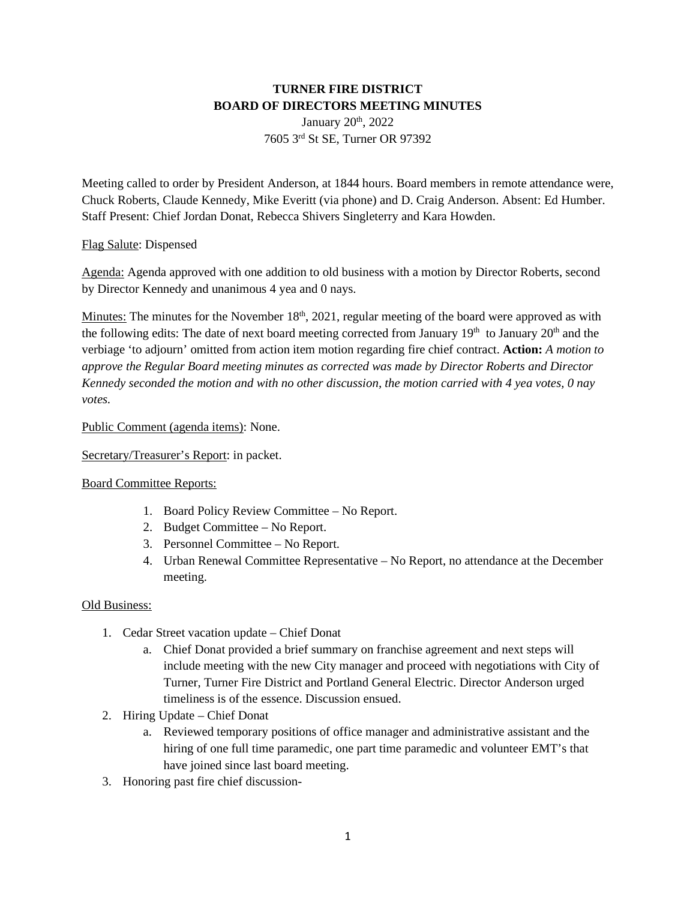# TURNER FIRE DISTRICT
## BOARD OF DIRECTORS MEETING MINUTES

January 20th, 2022
7605 3rd St SE, Turner OR 97392

Meeting called to order by President Anderson, at 1844 hours. Board members in remote attendance were, Chuck Roberts, Claude Kennedy, Mike Everitt (via phone) and D. Craig Anderson. Absent: Ed Humber. Staff Present: Chief Jordan Donat, Rebecca Shivers Singleterry and Kara Howden.

Flag Salute: Dispensed

Agenda: Agenda approved with one addition to old business with a motion by Director Roberts, second by Director Kennedy and unanimous 4 yea and 0 nays.

Minutes: The minutes for the November 18th, 2021, regular meeting of the board were approved as with the following edits: The date of next board meeting corrected from January 19th to January 20th and the verbiage 'to adjourn' omitted from action item motion regarding fire chief contract. **Action:** *A motion to approve the Regular Board meeting minutes as corrected was made by Director Roberts and Director Kennedy seconded the motion and with no other discussion, the motion carried with 4 yea votes, 0 nay votes.*

Public Comment (agenda items): None.

Secretary/Treasurer's Report: in packet.

Board Committee Reports:

1. Board Policy Review Committee – No Report.
2. Budget Committee – No Report.
3. Personnel Committee – No Report.
4. Urban Renewal Committee Representative – No Report, no attendance at the December meeting.

Old Business:

1. Cedar Street vacation update – Chief Donat
   a. Chief Donat provided a brief summary on franchise agreement and next steps will include meeting with the new City manager and proceed with negotiations with City of Turner, Turner Fire District and Portland General Electric. Director Anderson urged timeliness is of the essence. Discussion ensued.
2. Hiring Update – Chief Donat
   a. Reviewed temporary positions of office manager and administrative assistant and the hiring of one full time paramedic, one part time paramedic and volunteer EMT's that have joined since last board meeting.
3. Honoring past fire chief discussion-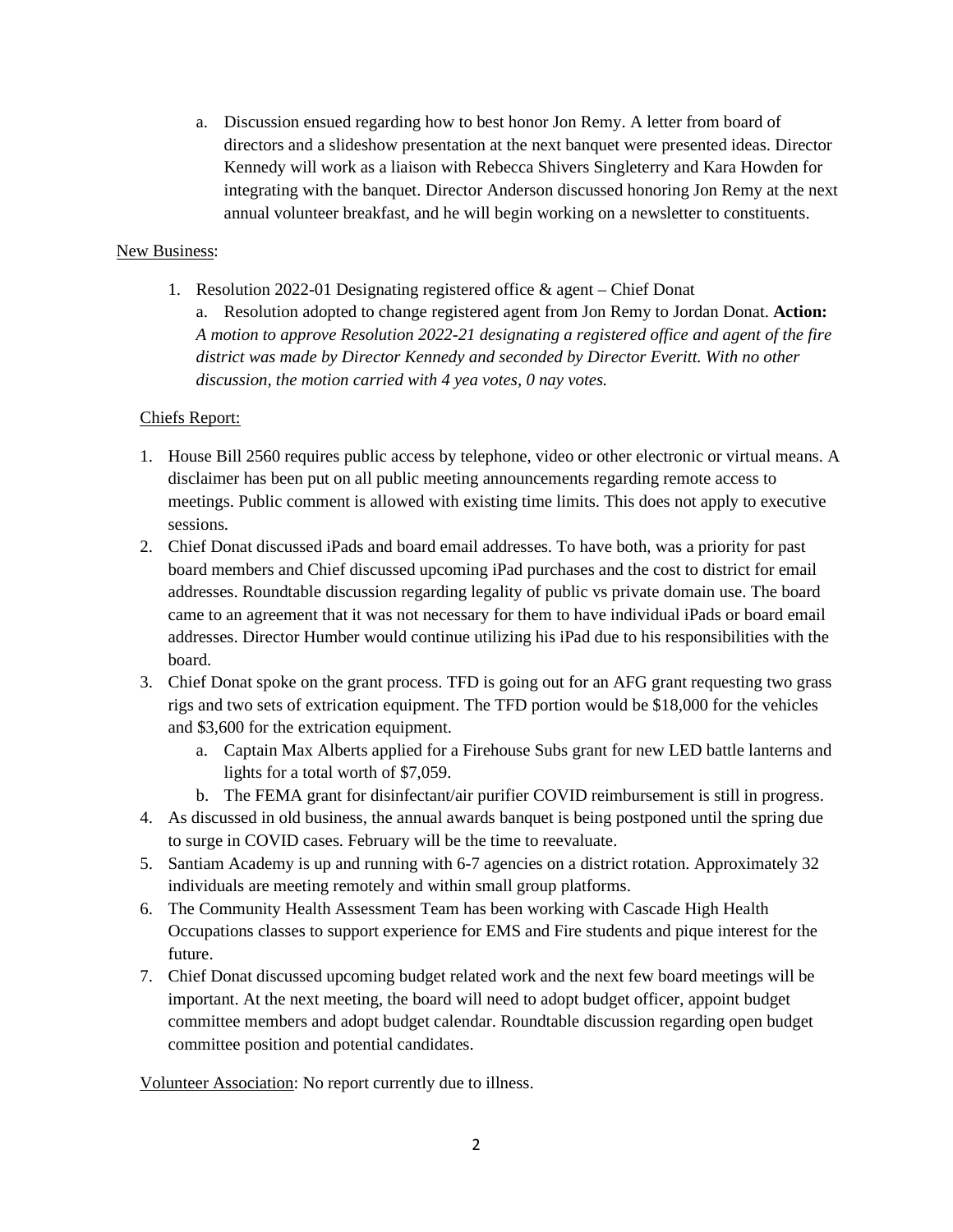a. Discussion ensued regarding how to best honor Jon Remy. A letter from board of directors and a slideshow presentation at the next banquet were presented ideas. Director Kennedy will work as a liaison with Rebecca Shivers Singleterry and Kara Howden for integrating with the banquet. Director Anderson discussed honoring Jon Remy at the next annual volunteer breakfast, and he will begin working on a newsletter to constituents.

<u>New Business</u>:

1. Resolution 2022-01 Designating registered office & agent – Chief Donat

   a. Resolution adopted to change registered agent from Jon Remy to Jordan Donat. **Action:** *A motion to approve Resolution 2022-21 designating a registered office and agent of the fire district was made by Director Kennedy and seconded by Director Everitt. With no other discussion, the motion carried with 4 yea votes, 0 nay votes.*

<u>Chiefs Report:</u>

1. House Bill 2560 requires public access by telephone, video or other electronic or virtual means. A disclaimer has been put on all public meeting announcements regarding remote access to meetings. Public comment is allowed with existing time limits. This does not apply to executive sessions.
2. Chief Donat discussed iPads and board email addresses. To have both, was a priority for past board members and Chief discussed upcoming iPad purchases and the cost to district for email addresses. Roundtable discussion regarding legality of public vs private domain use. The board came to an agreement that it was not necessary for them to have individual iPads or board email addresses. Director Humber would continue utilizing his iPad due to his responsibilities with the board.
3. Chief Donat spoke on the grant process. TFD is going out for an AFG grant requesting two grass rigs and two sets of extrication equipment. The TFD portion would be $18,000 for the vehicles and $3,600 for the extrication equipment.
   a. Captain Max Alberts applied for a Firehouse Subs grant for new LED battle lanterns and lights for a total worth of $7,059.
   b. The FEMA grant for disinfectant/air purifier COVID reimbursement is still in progress.
4. As discussed in old business, the annual awards banquet is being postponed until the spring due to surge in COVID cases. February will be the time to reevaluate.
5. Santiam Academy is up and running with 6-7 agencies on a district rotation. Approximately 32 individuals are meeting remotely and within small group platforms.
6. The Community Health Assessment Team has been working with Cascade High Health Occupations classes to support experience for EMS and Fire students and pique interest for the future.
7. Chief Donat discussed upcoming budget related work and the next few board meetings will be important. At the next meeting, the board will need to adopt budget officer, appoint budget committee members and adopt budget calendar. Roundtable discussion regarding open budget committee position and potential candidates.

<u>Volunteer Association</u>: No report currently due to illness.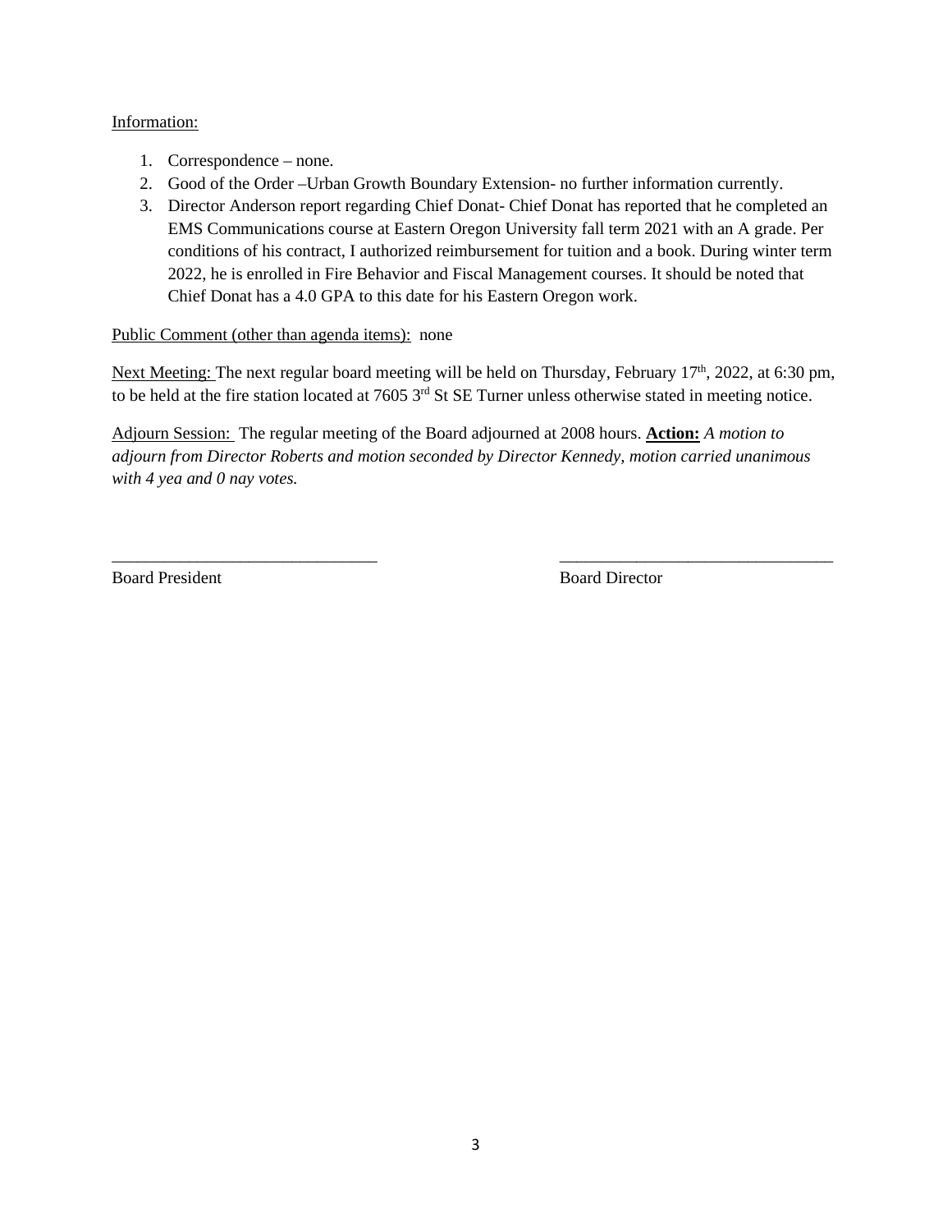Information:

1. Correspondence – none.
2. Good of the Order –Urban Growth Boundary Extension- no further information currently.
3. Director Anderson report regarding Chief Donat- Chief Donat has reported that he completed an EMS Communications course at Eastern Oregon University fall term 2021 with an A grade. Per conditions of his contract, I authorized reimbursement for tuition and a book. During winter term 2022, he is enrolled in Fire Behavior and Fiscal Management courses. It should be noted that Chief Donat has a 4.0 GPA to this date for his Eastern Oregon work.

Public Comment (other than agenda items): none

Next Meeting: The next regular board meeting will be held on Thursday, February 17th, 2022, at 6:30 pm, to be held at the fire station located at 7605 3rd St SE Turner unless otherwise stated in meeting notice.

Adjourn Session: The regular meeting of the Board adjourned at 2008 hours. **Action:** *A motion to adjourn from Director Roberts and motion seconded by Director Kennedy, motion carried unanimous with 4 yea and 0 nay votes.*

_______________________________ _______________________________

Board President Board Director